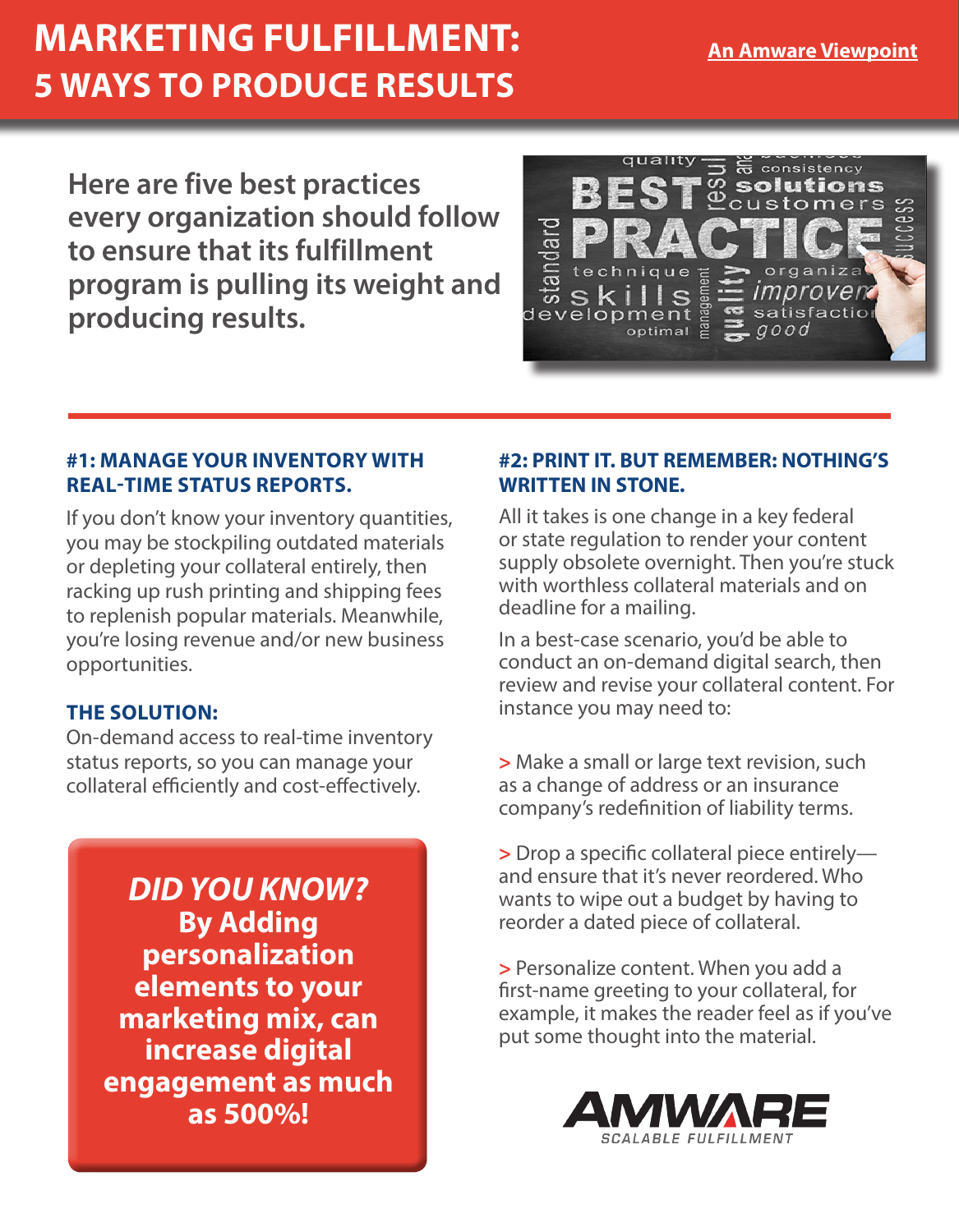# MARKETING FULFILLMENT:
## 5 WAYS TO PRODUCE RESULTS

An Amware Viewpoint

**Here are five best practices every organization should follow to ensure that its fulfillment program is pulling its weight and producing results.**

### #1: MANAGE YOUR INVENTORY WITH REAL-TIME STATUS REPORTS.

If you don't know your inventory quantities, you may be stockpiling outdated materials or depleting your collateral entirely, then racking up rush printing and shipping fees to replenish popular materials. Meanwhile, you're losing revenue and/or new business opportunities.

**THE SOLUTION:**
On-demand access to real-time inventory status reports, so you can manage your collateral efficiently and cost-effectively.

***DID YOU KNOW?***
**By Adding personalization elements to your marketing mix, can increase digital engagement as much as 500%!**

### #2: PRINT IT. BUT REMEMBER: NOTHING'S WRITTEN IN STONE.

All it takes is one change in a key federal or state regulation to render your content supply obsolete overnight. Then you're stuck with worthless collateral materials and on deadline for a mailing.

In a best-case scenario, you'd be able to conduct an on-demand digital search, then review and revise your collateral content. For instance you may need to:

> Make a small or large text revision, such as a change of address or an insurance company's redefinition of liability terms.

> Drop a specific collateral piece entirely—and ensure that it's never reordered. Who wants to wipe out a budget by having to reorder a dated piece of collateral.

> Personalize content. When you add a first-name greeting to your collateral, for example, it makes the reader feel as if you've put some thought into the material.

AMWARE
SCALABLE FULFILLMENT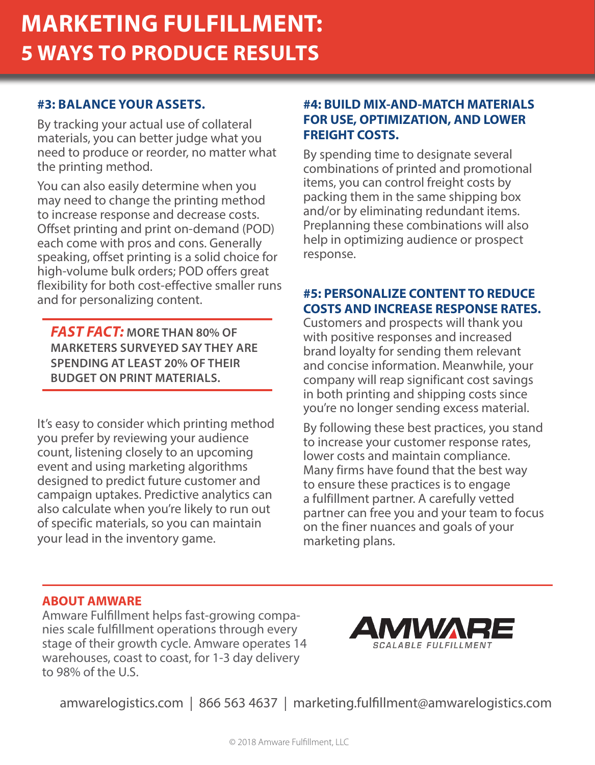# MARKETING FULFILLMENT:
## 5 WAYS TO PRODUCE RESULTS

### #3: BALANCE YOUR ASSETS.

By tracking your actual use of collateral materials, you can better judge what you need to produce or reorder, no matter what the printing method.

You can also easily determine when you may need to change the printing method to increase response and decrease costs. Offset printing and print on-demand (POD) each come with pros and cons. Generally speaking, offset printing is a solid choice for high-volume bulk orders; POD offers great flexibility for both cost-effective smaller runs and for personalizing content.

> ***FAST FACT:*** **MORE THAN 80% OF MARKETERS SURVEYED SAY THEY ARE SPENDING AT LEAST 20% OF THEIR BUDGET ON PRINT MATERIALS.**

It's easy to consider which printing method you prefer by reviewing your audience count, listening closely to an upcoming event and using marketing algorithms designed to predict future customer and campaign uptakes. Predictive analytics can also calculate when you're likely to run out of specific materials, so you can maintain your lead in the inventory game.

### #4: BUILD MIX-AND-MATCH MATERIALS FOR USE, OPTIMIZATION, AND LOWER FREIGHT COSTS.

By spending time to designate several combinations of printed and promotional items, you can control freight costs by packing them in the same shipping box and/or by eliminating redundant items. Preplanning these combinations will also help in optimizing audience or prospect response.

### #5: PERSONALIZE CONTENT TO REDUCE COSTS AND INCREASE RESPONSE RATES.

Customers and prospects will thank you with positive responses and increased brand loyalty for sending them relevant and concise information. Meanwhile, your company will reap significant cost savings in both printing and shipping costs since you're no longer sending excess material.

By following these best practices, you stand to increase your customer response rates, lower costs and maintain compliance. Many firms have found that the best way to ensure these practices is to engage a fulfillment partner. A carefully vetted partner can free you and your team to focus on the finer nuances and goals of your marketing plans.

### ABOUT AMWARE

Amware Fulfillment helps fast-growing companies scale fulfillment operations through every stage of their growth cycle. Amware operates 14 warehouses, coast to coast, for 1-3 day delivery to 98% of the U.S.

AMWARE
SCALABLE FULFILLMENT

amwarelogistics.com | 866 563 4637 | marketing.fulfillment@amwarelogistics.com

© 2018 Amware Fulfillment, LLC